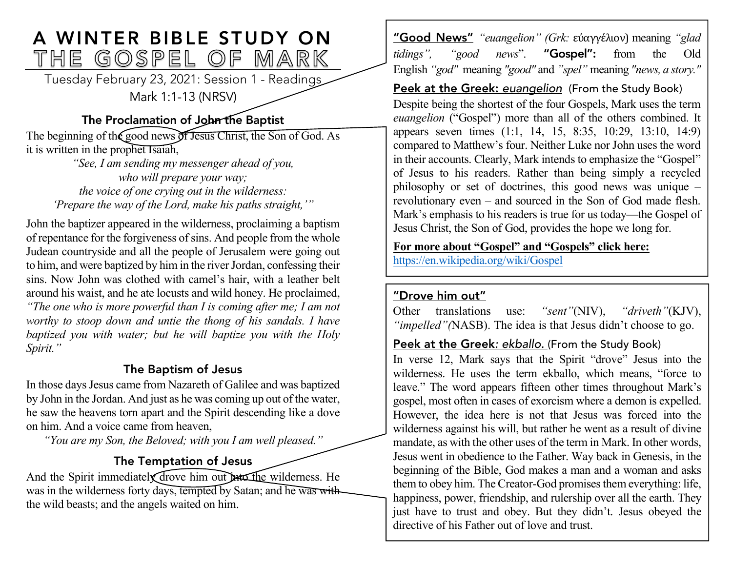# A WINTER BIBLE STUDY ON THE GOSPEL OF MARK

Tuesday February 23, 2021: Session 1 - Readings

Mark 1:1-13 (NRSV)

### The Proclamation of John the Baptist

The beginning of the good news of Jesus Christ, the Son of God. As it is written in the prophet Isaiah,

*"See, I am sending my messenger ahead of you,*
*who will prepare your way;*
*the voice of one crying out in the wilderness:*
*'Prepare the way of the Lord, make his paths straight,'"*

John the baptizer appeared in the wilderness, proclaiming a baptism of repentance for the forgiveness of sins. And people from the whole Judean countryside and all the people of Jerusalem were going out to him, and were baptized by him in the river Jordan, confessing their sins. Now John was clothed with camel's hair, with a leather belt around his waist, and he ate locusts and wild honey. He proclaimed, *"The one who is more powerful than I is coming after me; I am not worthy to stoop down and untie the thong of his sandals. I have baptized you with water; but he will baptize you with the Holy Spirit."*

### The Baptism of Jesus

In those days Jesus came from Nazareth of Galilee and was baptized by John in the Jordan. And just as he was coming up out of the water, he saw the heavens torn apart and the Spirit descending like a dove on him. And a voice came from heaven,

*"You are my Son, the Beloved; with you I am well pleased."*

### The Temptation of Jesus

And the Spirit immediately drove him out into the wilderness. He was in the wilderness forty days, tempted by Satan; and he was with the wild beasts; and the angels waited on him.

---

**"Good News"** *"euangelion" (Grk:* εὐαγγέλιον) meaning *"glad tidings", "good news"*. **"Gospel":** from the Old English *"god"* meaning *"good"* and *"spel"* meaning *"news, a story."*

**Peek at the Greek:** ***euangelion*** (From the Study Book)

Despite being the shortest of the four Gospels, Mark uses the term *euangelion* ("Gospel") more than all of the others combined. It appears seven times (1:1, 14, 15, 8:35, 10:29, 13:10, 14:9) compared to Matthew's four. Neither Luke nor John uses the word in their accounts. Clearly, Mark intends to emphasize the "Gospel" of Jesus to his readers. Rather than being simply a recycled philosophy or set of doctrines, this good news was unique – revolutionary even – and sourced in the Son of God made flesh. Mark's emphasis to his readers is true for us today—the Gospel of Jesus Christ, the Son of God, provides the hope we long for.

**For more about "Gospel" and "Gospels" click here:**
https://en.wikipedia.org/wiki/Gospel

---

**"Drove him out"**

Other translations use: *"sent"*(NIV), *"driveth"*(KJV), *"impelled"(*NASB). The idea is that Jesus didn't choose to go.

**Peek at the Greek*: ekballo.*** (From the Study Book)

In verse 12, Mark says that the Spirit "drove" Jesus into the wilderness. He uses the term ekballo, which means, "force to leave." The word appears fifteen other times throughout Mark's gospel, most often in cases of exorcism where a demon is expelled. However, the idea here is not that Jesus was forced into the wilderness against his will, but rather he went as a result of divine mandate, as with the other uses of the term in Mark. In other words, Jesus went in obedience to the Father. Way back in Genesis, in the beginning of the Bible, God makes a man and a woman and asks them to obey him. The Creator-God promises them everything: life, happiness, power, friendship, and rulership over all the earth. They just have to trust and obey. But they didn't. Jesus obeyed the directive of his Father out of love and trust.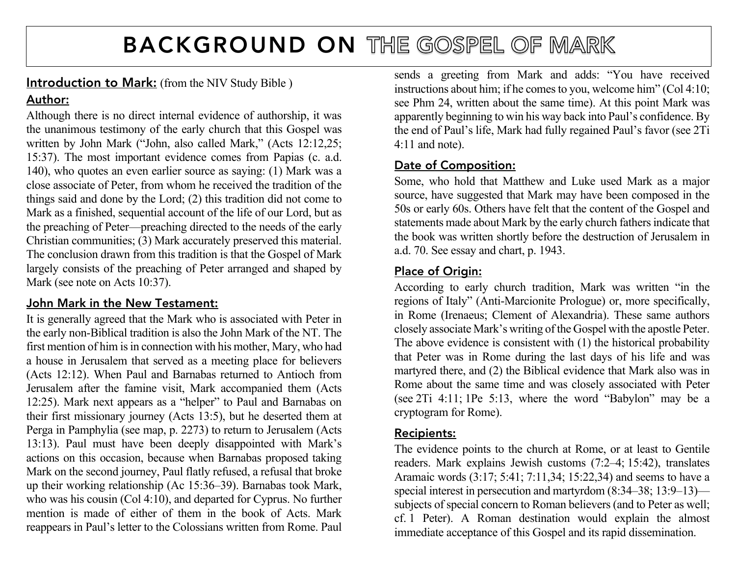# BACKGROUND ON THE GOSPEL OF MARK

**Introduction to Mark:** (from the NIV Study Bible )

## Author:

Although there is no direct internal evidence of authorship, it was the unanimous testimony of the early church that this Gospel was written by John Mark ("John, also called Mark," (Acts 12:12,25; 15:37). The most important evidence comes from Papias (c. a.d. 140), who quotes an even earlier source as saying: (1) Mark was a close associate of Peter, from whom he received the tradition of the things said and done by the Lord; (2) this tradition did not come to Mark as a finished, sequential account of the life of our Lord, but as the preaching of Peter—preaching directed to the needs of the early Christian communities; (3) Mark accurately preserved this material. The conclusion drawn from this tradition is that the Gospel of Mark largely consists of the preaching of Peter arranged and shaped by Mark (see note on Acts 10:37).

## John Mark in the New Testament:

It is generally agreed that the Mark who is associated with Peter in the early non-Biblical tradition is also the John Mark of the NT. The first mention of him is in connection with his mother, Mary, who had a house in Jerusalem that served as a meeting place for believers (Acts 12:12). When Paul and Barnabas returned to Antioch from Jerusalem after the famine visit, Mark accompanied them (Acts 12:25). Mark next appears as a "helper" to Paul and Barnabas on their first missionary journey (Acts 13:5), but he deserted them at Perga in Pamphylia (see map, p. 2273) to return to Jerusalem (Acts 13:13). Paul must have been deeply disappointed with Mark's actions on this occasion, because when Barnabas proposed taking Mark on the second journey, Paul flatly refused, a refusal that broke up their working relationship (Ac 15:36–39). Barnabas took Mark, who was his cousin (Col 4:10), and departed for Cyprus. No further mention is made of either of them in the book of Acts. Mark reappears in Paul's letter to the Colossians written from Rome. Paul sends a greeting from Mark and adds: "You have received instructions about him; if he comes to you, welcome him" (Col 4:10; see Phm 24, written about the same time). At this point Mark was apparently beginning to win his way back into Paul's confidence. By the end of Paul's life, Mark had fully regained Paul's favor (see 2Ti 4:11 and note).

## Date of Composition:

Some, who hold that Matthew and Luke used Mark as a major source, have suggested that Mark may have been composed in the 50s or early 60s. Others have felt that the content of the Gospel and statements made about Mark by the early church fathers indicate that the book was written shortly before the destruction of Jerusalem in a.d. 70. See essay and chart, p. 1943.

## Place of Origin:

According to early church tradition, Mark was written "in the regions of Italy" (Anti-Marcionite Prologue) or, more specifically, in Rome (Irenaeus; Clement of Alexandria). These same authors closely associate Mark's writing of the Gospel with the apostle Peter. The above evidence is consistent with (1) the historical probability that Peter was in Rome during the last days of his life and was martyred there, and (2) the Biblical evidence that Mark also was in Rome about the same time and was closely associated with Peter (see 2Ti 4:11; 1Pe 5:13, where the word "Babylon" may be a cryptogram for Rome).

## Recipients:

The evidence points to the church at Rome, or at least to Gentile readers. Mark explains Jewish customs (7:2–4; 15:42), translates Aramaic words (3:17; 5:41; 7:11,34; 15:22,34) and seems to have a special interest in persecution and martyrdom (8:34–38; 13:9–13)—subjects of special concern to Roman believers (and to Peter as well; cf. 1 Peter). A Roman destination would explain the almost immediate acceptance of this Gospel and its rapid dissemination.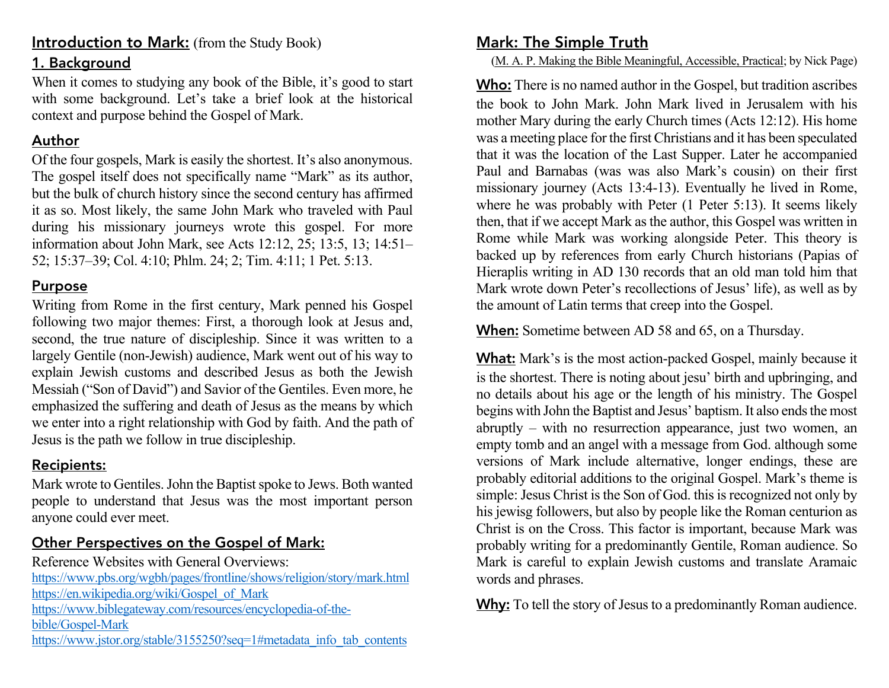## Introduction to Mark: (from the Study Book)

### 1. Background

When it comes to studying any book of the Bible, it's good to start with some background. Let's take a brief look at the historical context and purpose behind the Gospel of Mark.

### Author

Of the four gospels, Mark is easily the shortest. It's also anonymous. The gospel itself does not specifically name "Mark" as its author, but the bulk of church history since the second century has affirmed it as so. Most likely, the same John Mark who traveled with Paul during his missionary journeys wrote this gospel. For more information about John Mark, see Acts 12:12, 25; 13:5, 13; 14:51–52; 15:37–39; Col. 4:10; Phlm. 24; 2; Tim. 4:11; 1 Pet. 5:13.

### Purpose

Writing from Rome in the first century, Mark penned his Gospel following two major themes: First, a thorough look at Jesus and, second, the true nature of discipleship. Since it was written to a largely Gentile (non-Jewish) audience, Mark went out of his way to explain Jewish customs and described Jesus as both the Jewish Messiah ("Son of David") and Savior of the Gentiles. Even more, he emphasized the suffering and death of Jesus as the means by which we enter into a right relationship with God by faith. And the path of Jesus is the path we follow in true discipleship.

### Recipients:

Mark wrote to Gentiles. John the Baptist spoke to Jews. Both wanted people to understand that Jesus was the most important person anyone could ever meet.

### Other Perspectives on the Gospel of Mark:

Reference Websites with General Overviews:
https://www.pbs.org/wgbh/pages/frontline/shows/religion/story/mark.html
https://en.wikipedia.org/wiki/Gospel_of_Mark
https://www.biblegateway.com/resources/encyclopedia-of-the-bible/Gospel-Mark
https://www.jstor.org/stable/3155250?seq=1#metadata_info_tab_contents

## Mark: The Simple Truth

(M. A. P. Making the Bible Meaningful, Accessible, Practical; by Nick Page)

**Who:** There is no named author in the Gospel, but tradition ascribes the book to John Mark. John Mark lived in Jerusalem with his mother Mary during the early Church times (Acts 12:12). His home was a meeting place for the first Christians and it has been speculated that it was the location of the Last Supper. Later he accompanied Paul and Barnabas (was was also Mark's cousin) on their first missionary journey (Acts 13:4-13). Eventually he lived in Rome, where he was probably with Peter (1 Peter 5:13). It seems likely then, that if we accept Mark as the author, this Gospel was written in Rome while Mark was working alongside Peter. This theory is backed up by references from early Church historians (Papias of Hieraplis writing in AD 130 records that an old man told him that Mark wrote down Peter's recollections of Jesus' life), as well as by the amount of Latin terms that creep into the Gospel.

**When:** Sometime between AD 58 and 65, on a Thursday.

**What:** Mark's is the most action-packed Gospel, mainly because it is the shortest. There is noting about jesu' birth and upbringing, and no details about his age or the length of his ministry. The Gospel begins with John the Baptist and Jesus' baptism. It also ends the most abruptly – with no resurrection appearance, just two women, an empty tomb and an angel with a message from God. although some versions of Mark include alternative, longer endings, these are probably editorial additions to the original Gospel. Mark's theme is simple: Jesus Christ is the Son of God. this is recognized not only by his jewisg followers, but also by people like the Roman centurion as Christ is on the Cross. This factor is important, because Mark was probably writing for a predominantly Gentile, Roman audience. So Mark is careful to explain Jewish customs and translate Aramaic words and phrases.

**Why:** To tell the story of Jesus to a predominantly Roman audience.